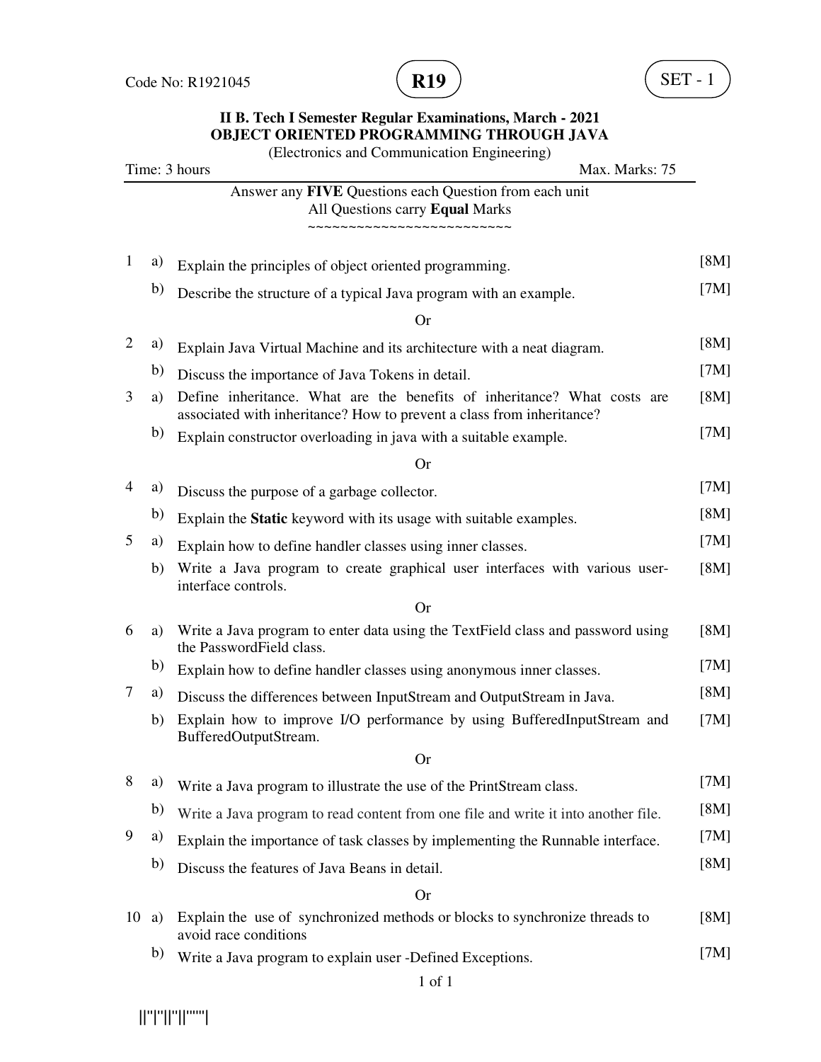Code No: R1921045 **R19** SET - 1

**II B. Tech I Semester Regular Examinations, March - 2021**
**OBJECT ORIENTED PROGRAMMING THROUGH JAVA**
(Electronics and Communication Engineering)

Time: 3 hours Max. Marks: 75

Answer any **FIVE** Questions each Question from each unit
All Questions carry **Equal** Marks
~~~~~~~~~~~~~~~~~~~~~~~~~

| | | | |
|---|---|---|---|
| 1 | a) | Explain the principles of object oriented programming. | [8M] |
| | b) | Describe the structure of a typical Java program with an example. | [7M] |
| | | Or | |
| 2 | a) | Explain Java Virtual Machine and its architecture with a neat diagram. | [8M] |
| | b) | Discuss the importance of Java Tokens in detail. | [7M] |
| 3 | a) | Define inheritance. What are the benefits of inheritance? What costs are associated with inheritance? How to prevent a class from inheritance? | [8M] |
| | b) | Explain constructor overloading in java with a suitable example. | [7M] |
| | | Or | |
| 4 | a) | Discuss the purpose of a garbage collector. | [7M] |
| | b) | Explain the **Static** keyword with its usage with suitable examples. | [8M] |
| 5 | a) | Explain how to define handler classes using inner classes. | [7M] |
| | b) | Write a Java program to create graphical user interfaces with various user-interface controls. | [8M] |
| | | Or | |
| 6 | a) | Write a Java program to enter data using the TextField class and password using the PasswordField class. | [8M] |
| | b) | Explain how to define handler classes using anonymous inner classes. | [7M] |
| 7 | a) | Discuss the differences between InputStream and OutputStream in Java. | [8M] |
| | b) | Explain how to improve I/O performance by using BufferedInputStream and BufferedOutputStream. | [7M] |
| | | Or | |
| 8 | a) | Write a Java program to illustrate the use of the PrintStream class. | [7M] |
| | b) | Write a Java program to read content from one file and write it into another file. | [8M] |
| 9 | a) | Explain the importance of task classes by implementing the Runnable interface. | [7M] |
| | b) | Discuss the features of Java Beans in detail. | [8M] |
| | | Or | |
| 10 | a) | Explain the use of synchronized methods or blocks to synchronize threads to avoid race conditions | [8M] |
| | b) | Write a Java program to explain user -Defined Exceptions. | [7M] |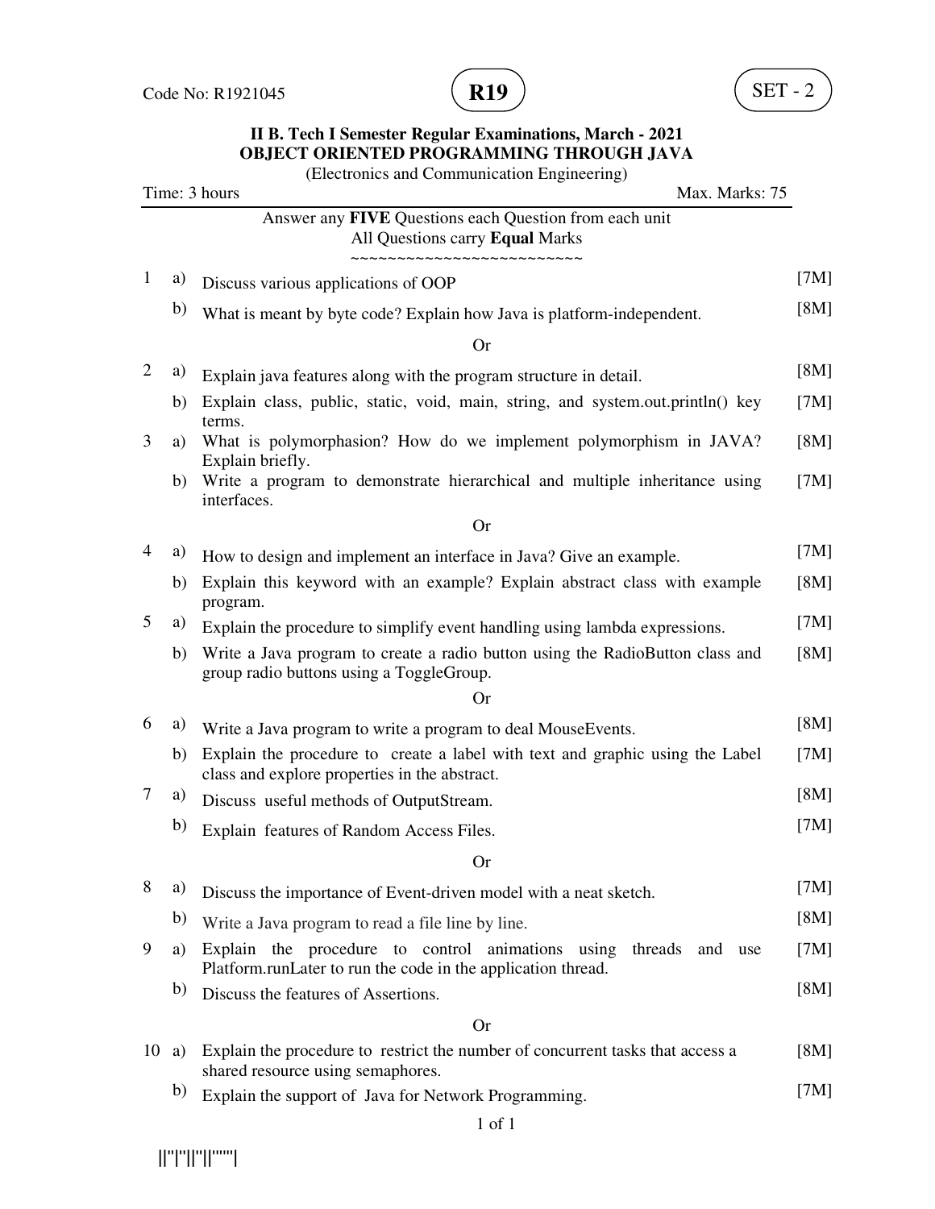Code No: R1921045 **R19** SET - 2

# II B. Tech I Semester Regular Examinations, March - 2021
## OBJECT ORIENTED PROGRAMMING THROUGH JAVA
(Electronics and Communication Engineering)

Time: 3 hours Max. Marks: 75

Answer any **FIVE** Questions each Question from each unit
All Questions carry **Equal** Marks

~~~~~~~~~~~~~~~~~~~~~~~~~

| | | | |
|---|---|---|---|
| 1 | a) | Discuss various applications of OOP | [7M] |
| | b) | What is meant by byte code? Explain how Java is platform-independent. | [8M] |
| | | Or | |
| 2 | a) | Explain java features along with the program structure in detail. | [8M] |
| | b) | Explain class, public, static, void, main, string, and system.out.println() key terms. | [7M] |
| 3 | a) | What is polymorphasion? How do we implement polymorphism in JAVA? Explain briefly. | [8M] |
| | b) | Write a program to demonstrate hierarchical and multiple inheritance using interfaces. | [7M] |
| | | Or | |
| 4 | a) | How to design and implement an interface in Java? Give an example. | [7M] |
| | b) | Explain this keyword with an example? Explain abstract class with example program. | [8M] |
| 5 | a) | Explain the procedure to simplify event handling using lambda expressions. | [7M] |
| | b) | Write a Java program to create a radio button using the RadioButton class and group radio buttons using a ToggleGroup. | [8M] |
| | | Or | |
| 6 | a) | Write a Java program to write a program to deal MouseEvents. | [8M] |
| | b) | Explain the procedure to create a label with text and graphic using the Label class and explore properties in the abstract. | [7M] |
| 7 | a) | Discuss useful methods of OutputStream. | [8M] |
| | b) | Explain features of Random Access Files. | [7M] |
| | | Or | |
| 8 | a) | Discuss the importance of Event-driven model with a neat sketch. | [7M] |
| | b) | Write a Java program to read a file line by line. | [8M] |
| 9 | a) | Explain the procedure to control animations using threads and use Platform.runLater to run the code in the application thread. | [7M] |
| | b) | Discuss the features of Assertions. | [8M] |
| | | Or | |
| 10 | a) | Explain the procedure to restrict the number of concurrent tasks that access a shared resource using semaphores. | [8M] |
| | b) | Explain the support of Java for Network Programming. | [7M] |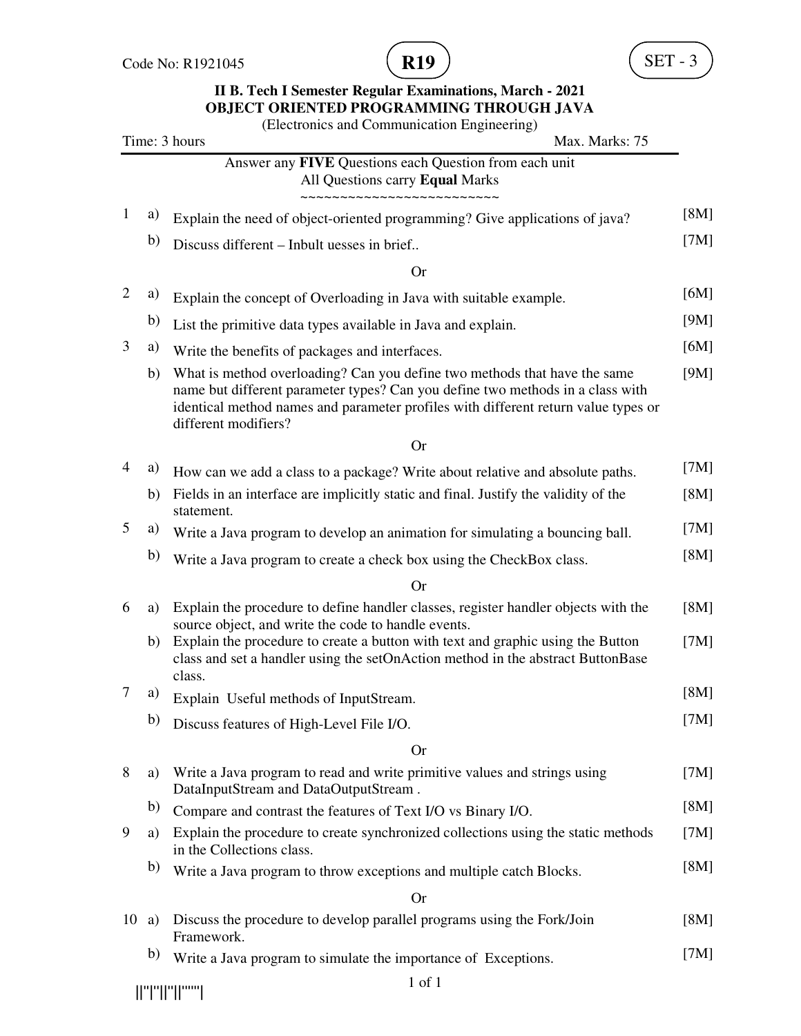Code No: R1921045 **R19** SET - 3

**II B. Tech I Semester Regular Examinations, March - 2021**
**OBJECT ORIENTED PROGRAMMING THROUGH JAVA**
(Electronics and Communication Engineering)

Time: 3 hours Max. Marks: 75

Answer any **FIVE** Questions each Question from each unit
All Questions carry **Equal** Marks

~~~~~~~~~~~~~~~~~~~~~~~~~

1 a) Explain the need of object-oriented programming? Give applications of java? [8M]

b) Discuss different – Inbult uesses in brief.. [7M]

Or

2 a) Explain the concept of Overloading in Java with suitable example. [6M]

b) List the primitive data types available in Java and explain. [9M]

3 a) Write the benefits of packages and interfaces. [6M]

b) What is method overloading? Can you define two methods that have the same name but different parameter types? Can you define two methods in a class with identical method names and parameter profiles with different return value types or different modifiers? [9M]

Or

4 a) How can we add a class to a package? Write about relative and absolute paths. [7M]

b) Fields in an interface are implicitly static and final. Justify the validity of the statement. [8M]

5 a) Write a Java program to develop an animation for simulating a bouncing ball. [7M]

b) Write a Java program to create a check box using the CheckBox class. [8M]

Or

6 a) Explain the procedure to define handler classes, register handler objects with the source object, and write the code to handle events. [8M]

b) Explain the procedure to create a button with text and graphic using the Button class and set a handler using the setOnAction method in the abstract ButtonBase class. [7M]

7 a) Explain Useful methods of InputStream. [8M]

b) Discuss features of High-Level File I/O. [7M]

Or

8 a) Write a Java program to read and write primitive values and strings using DataInputStream and DataOutputStream . [7M]

b) Compare and contrast the features of Text I/O vs Binary I/O. [8M]

9 a) Explain the procedure to create synchronized collections using the static methods in the Collections class. [7M]

b) Write a Java program to throw exceptions and multiple catch Blocks. [8M]

Or

10 a) Discuss the procedure to develop parallel programs using the Fork/Join Framework. [8M]

b) Write a Java program to simulate the importance of Exceptions. [7M]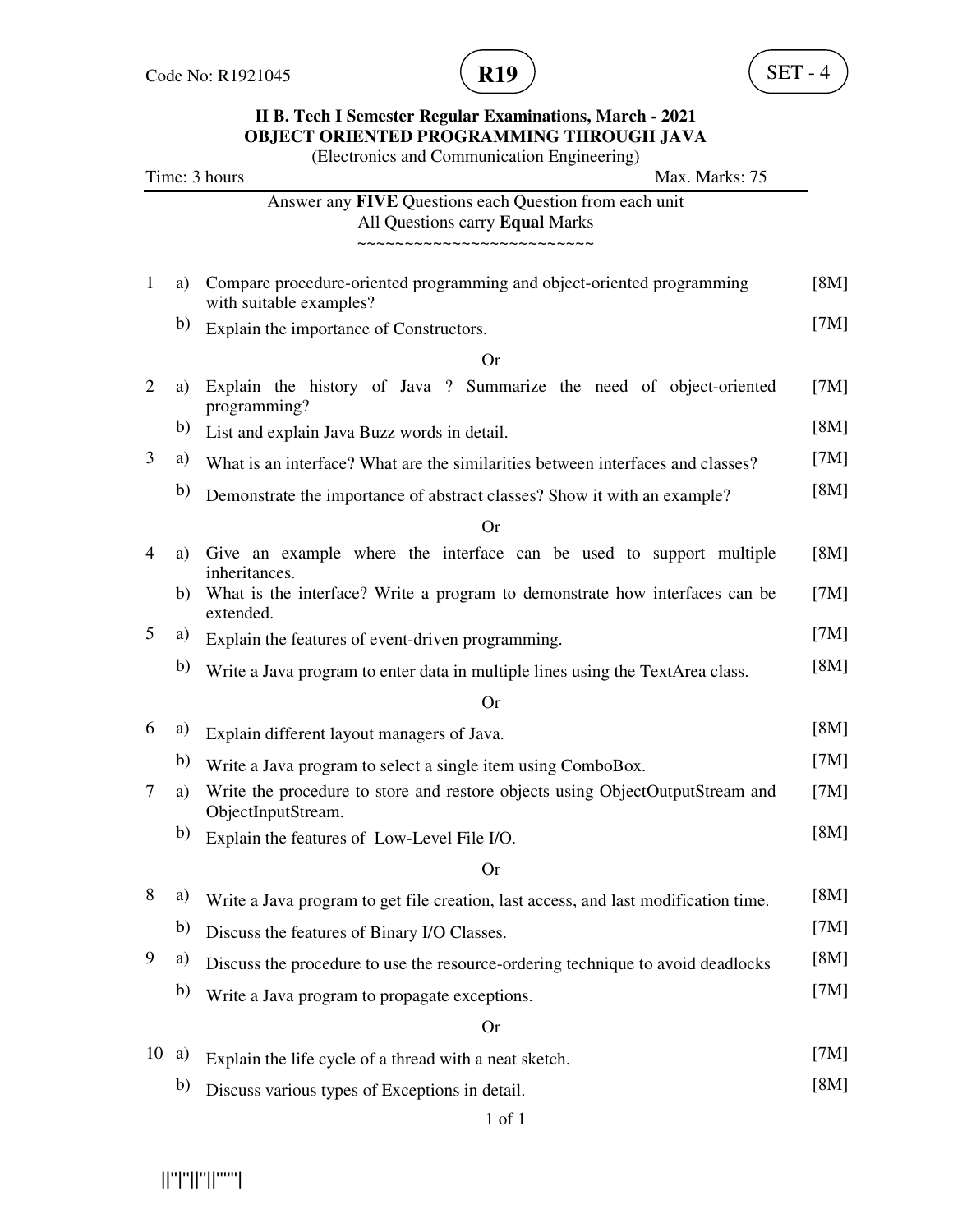Code No: R1921045

**R19**

SET - 4

## II B. Tech I Semester Regular Examinations, March - 2021
## OBJECT ORIENTED PROGRAMMING THROUGH JAVA
(Electronics and Communication Engineering)

Time: 3 hours Max. Marks: 75

Answer any **FIVE** Questions each Question from each unit
All Questions carry **Equal** Marks

~~~~~~~~~~~~~~~~~~~~~~~~~~

| | | | |
|---|---|---|---|
| 1 | a) | Compare procedure-oriented programming and object-oriented programming with suitable examples? | [8M] |
| | b) | Explain the importance of Constructors. | [7M] |
| | | Or | |
| 2 | a) | Explain the history of Java ? Summarize the need of object-oriented programming? | [7M] |
| | b) | List and explain Java Buzz words in detail. | [8M] |
| 3 | a) | What is an interface? What are the similarities between interfaces and classes? | [7M] |
| | b) | Demonstrate the importance of abstract classes? Show it with an example? | [8M] |
| | | Or | |
| 4 | a) | Give an example where the interface can be used to support multiple inheritances. | [8M] |
| | b) | What is the interface? Write a program to demonstrate how interfaces can be extended. | [7M] |
| 5 | a) | Explain the features of event-driven programming. | [7M] |
| | b) | Write a Java program to enter data in multiple lines using the TextArea class. | [8M] |
| | | Or | |
| 6 | a) | Explain different layout managers of Java. | [8M] |
| | b) | Write a Java program to select a single item using ComboBox. | [7M] |
| 7 | a) | Write the procedure to store and restore objects using ObjectOutputStream and ObjectInputStream. | [7M] |
| | b) | Explain the features of Low-Level File I/O. | [8M] |
| | | Or | |
| 8 | a) | Write a Java program to get file creation, last access, and last modification time. | [8M] |
| | b) | Discuss the features of Binary I/O Classes. | [7M] |
| 9 | a) | Discuss the procedure to use the resource-ordering technique to avoid deadlocks | [8M] |
| | b) | Write a Java program to propagate exceptions. | [7M] |
| | | Or | |
| 10 | a) | Explain the life cycle of a thread with a neat sketch. | [7M] |
| | b) | Discuss various types of Exceptions in detail. | [8M] |